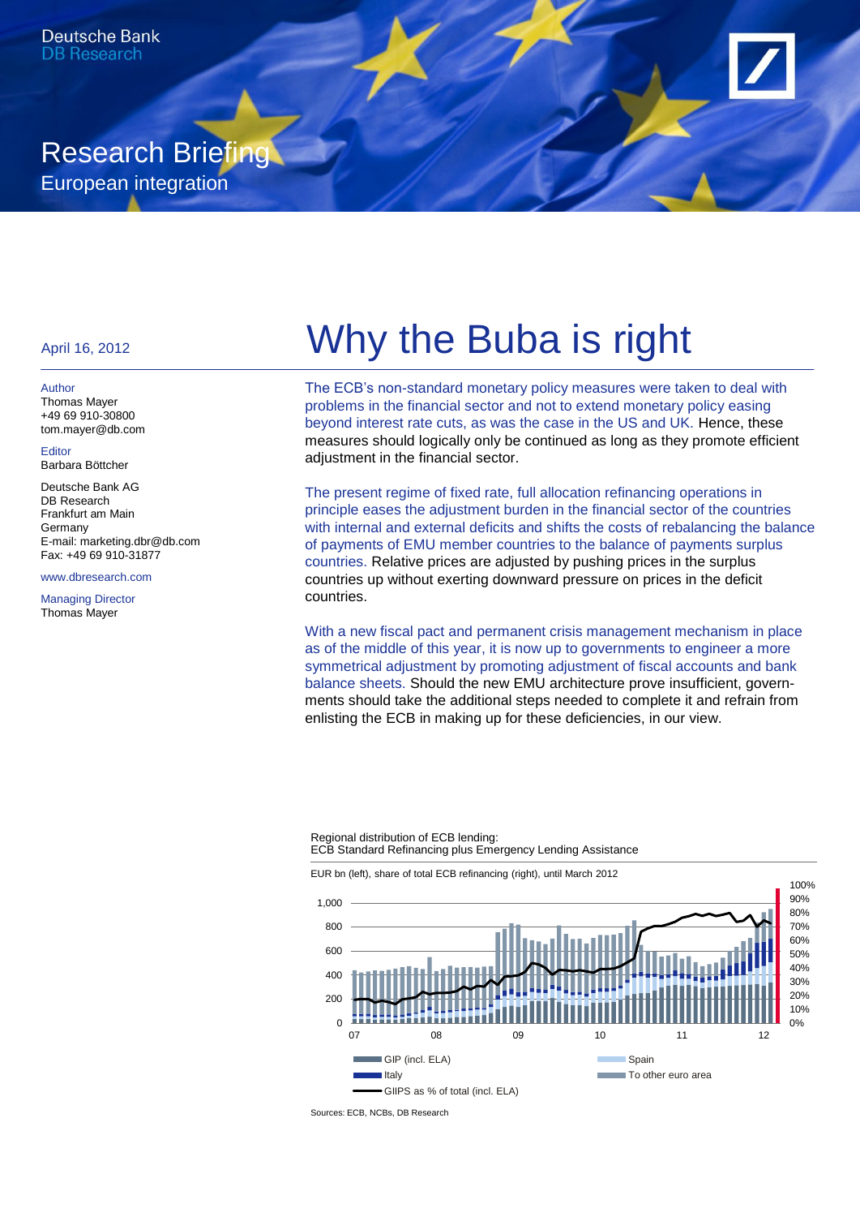Deutsche Bank
DB Research

# Research Briefing
European integration

April 16, 2012

**Author**
Thomas Mayer
+49 69 910-30800
tom.mayer@db.com

**Editor**
Barbara Böttcher

Deutsche Bank AG
DB Research
Frankfurt am Main
Germany
E-mail: marketing.dbr@db.com
Fax: +49 69 910-31877

www.dbresearch.com

**Managing Director**
Thomas Mayer

# Why the Buba is right

The ECB's non-standard monetary policy measures were taken to deal with problems in the financial sector and not to extend monetary policy easing beyond interest rate cuts, as was the case in the US and UK. Hence, these measures should logically only be continued as long as they promote efficient adjustment in the financial sector.

The present regime of fixed rate, full allocation refinancing operations in principle eases the adjustment burden in the financial sector of the countries with internal and external deficits and shifts the costs of rebalancing the balance of payments of EMU member countries to the balance of payments surplus countries. Relative prices are adjusted by pushing prices in the surplus countries up without exerting downward pressure on prices in the deficit countries.

With a new fiscal pact and permanent crisis management mechanism in place as of the middle of this year, it is now up to governments to engineer a more symmetrical adjustment by promoting adjustment of fiscal accounts and bank balance sheets. Should the new EMU architecture prove insufficient, governments should take the additional steps needed to complete it and refrain from enlisting the ECB in making up for these deficiencies, in our view.

Regional distribution of ECB lending:
ECB Standard Refinancing plus Emergency Lending Assistance

EUR bn (left), share of total ECB refinancing (right), until March 2012

Legend: GIP (incl. ELA); Italy; Spain; To other euro area; GIIPS as % of total (incl. ELA)

Sources: ECB, NCBs, DB Research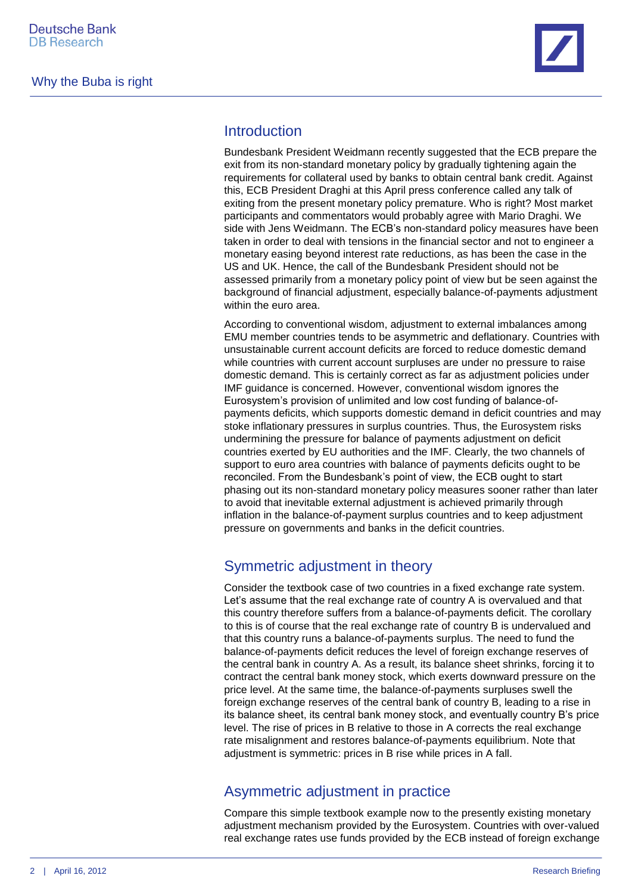## Introduction

Bundesbank President Weidmann recently suggested that the ECB prepare the exit from its non-standard monetary policy by gradually tightening again the requirements for collateral used by banks to obtain central bank credit. Against this, ECB President Draghi at this April press conference called any talk of exiting from the present monetary policy premature. Who is right? Most market participants and commentators would probably agree with Mario Draghi. We side with Jens Weidmann. The ECB's non-standard policy measures have been taken in order to deal with tensions in the financial sector and not to engineer a monetary easing beyond interest rate reductions, as has been the case in the US and UK. Hence, the call of the Bundesbank President should not be assessed primarily from a monetary policy point of view but be seen against the background of financial adjustment, especially balance-of-payments adjustment within the euro area.

According to conventional wisdom, adjustment to external imbalances among EMU member countries tends to be asymmetric and deflationary. Countries with unsustainable current account deficits are forced to reduce domestic demand while countries with current account surpluses are under no pressure to raise domestic demand. This is certainly correct as far as adjustment policies under IMF guidance is concerned. However, conventional wisdom ignores the Eurosystem's provision of unlimited and low cost funding of balance-of-payments deficits, which supports domestic demand in deficit countries and may stoke inflationary pressures in surplus countries. Thus, the Eurosystem risks undermining the pressure for balance of payments adjustment on deficit countries exerted by EU authorities and the IMF. Clearly, the two channels of support to euro area countries with balance of payments deficits ought to be reconciled. From the Bundesbank's point of view, the ECB ought to start phasing out its non-standard monetary policy measures sooner rather than later to avoid that inevitable external adjustment is achieved primarily through inflation in the balance-of-payment surplus countries and to keep adjustment pressure on governments and banks in the deficit countries.

## Symmetric adjustment in theory

Consider the textbook case of two countries in a fixed exchange rate system. Let's assume that the real exchange rate of country A is overvalued and that this country therefore suffers from a balance-of-payments deficit. The corollary to this is of course that the real exchange rate of country B is undervalued and that this country runs a balance-of-payments surplus. The need to fund the balance-of-payments deficit reduces the level of foreign exchange reserves of the central bank in country A. As a result, its balance sheet shrinks, forcing it to contract the central bank money stock, which exerts downward pressure on the price level. At the same time, the balance-of-payments surpluses swell the foreign exchange reserves of the central bank of country B, leading to a rise in its balance sheet, its central bank money stock, and eventually country B's price level. The rise of prices in B relative to those in A corrects the real exchange rate misalignment and restores balance-of-payments equilibrium. Note that adjustment is symmetric: prices in B rise while prices in A fall.

## Asymmetric adjustment in practice

Compare this simple textbook example now to the presently existing monetary adjustment mechanism provided by the Eurosystem. Countries with over-valued real exchange rates use funds provided by the ECB instead of foreign exchange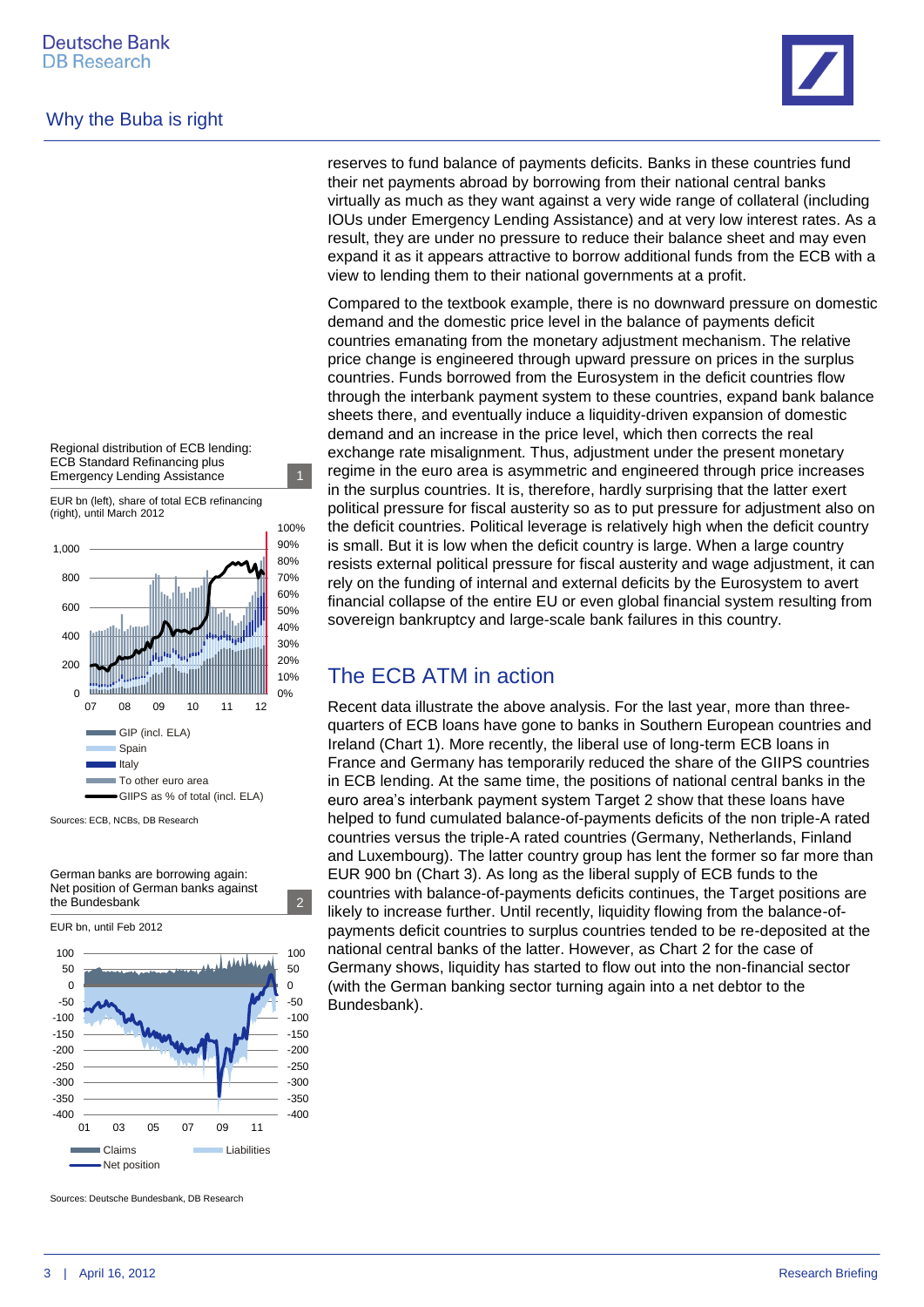reserves to fund balance of payments deficits. Banks in these countries fund their net payments abroad by borrowing from their national central banks virtually as much as they want against a very wide range of collateral (including IOUs under Emergency Lending Assistance) and at very low interest rates. As a result, they are under no pressure to reduce their balance sheet and may even expand it as it appears attractive to borrow additional funds from the ECB with a view to lending them to their national governments at a profit.

Compared to the textbook example, there is no downward pressure on domestic demand and the domestic price level in the balance of payments deficit countries emanating from the monetary adjustment mechanism. The relative price change is engineered through upward pressure on prices in the surplus countries. Funds borrowed from the Eurosystem in the deficit countries flow through the interbank payment system to these countries, expand bank balance sheets there, and eventually induce a liquidity-driven expansion of domestic demand and an increase in the price level, which then corrects the real exchange rate misalignment. Thus, adjustment under the present monetary regime in the euro area is asymmetric and engineered through price increases in the surplus countries. It is, therefore, hardly surprising that the latter exert political pressure for fiscal austerity so as to put pressure for adjustment also on the deficit countries. Political leverage is relatively high when the deficit country is small. But it is low when the deficit country is large. When a large country resists external political pressure for fiscal austerity and wage adjustment, it can rely on the funding of internal and external deficits by the Eurosystem to avert financial collapse of the entire EU or even global financial system resulting from sovereign bankruptcy and large-scale bank failures in this country.

## The ECB ATM in action

Recent data illustrate the above analysis. For the last year, more than three-quarters of ECB loans have gone to banks in Southern European countries and Ireland (Chart 1). More recently, the liberal use of long-term ECB loans in France and Germany has temporarily reduced the share of the GIIPS countries in ECB lending. At the same time, the positions of national central banks in the euro area's interbank payment system Target 2 show that these loans have helped to fund cumulated balance-of-payments deficits of the non triple-A rated countries versus the triple-A rated countries (Germany, Netherlands, Finland and Luxembourg). The latter country group has lent the former so far more than EUR 900 bn (Chart 3). As long as the liberal supply of ECB funds to the countries with balance-of-payments deficits continues, the Target positions are likely to increase further. Until recently, liquidity flowing from the balance-of-payments deficit countries to surplus countries tended to be re-deposited at the national central banks of the latter. However, as Chart 2 for the case of Germany shows, liquidity has started to flow out into the non-financial sector (with the German banking sector turning again into a net debtor to the Bundesbank).

Regional distribution of ECB lending: ECB Standard Refinancing plus Emergency Lending Assistance (1)

EUR bn (left), share of total ECB refinancing (right), until March 2012

Legend: GIP (incl. ELA); Spain; Italy; To other euro area; GIIPS as % of total (incl. ELA)

Sources: ECB, NCBs, DB Research

German banks are borrowing again: Net position of German banks against the Bundesbank (2)

EUR bn, until Feb 2012

Legend: Claims; Liabilities; Net position

Sources: Deutsche Bundesbank, DB Research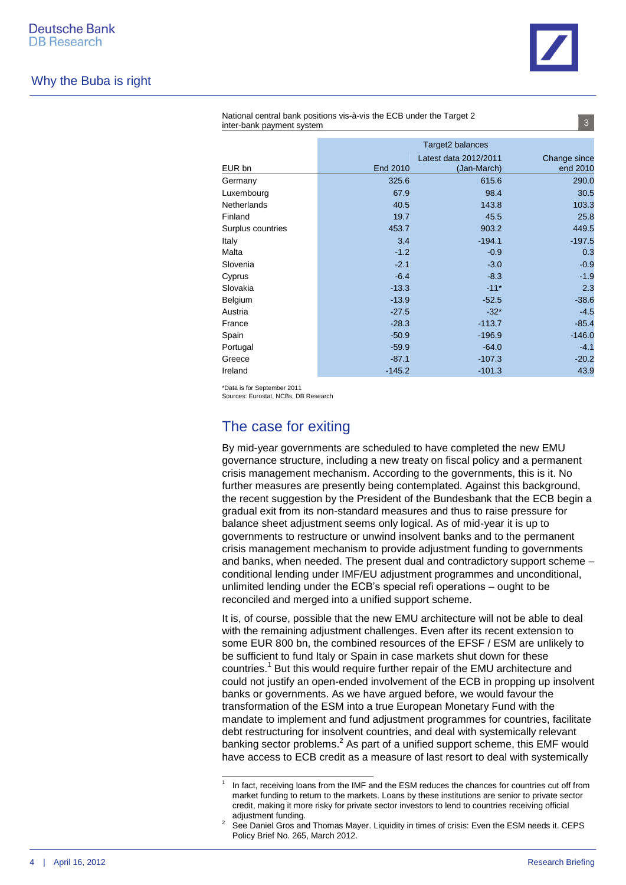National central bank positions vis-à-vis the ECB under the Target 2 inter-bank payment system

3

| EUR bn | Target2 balances | | |
|---|---|---|---|
| | End 2010 | Latest data 2012/2011 (Jan-March) | Change since end 2010 |
| Germany | 325.6 | 615.6 | 290.0 |
| Luxembourg | 67.9 | 98.4 | 30.5 |
| Netherlands | 40.5 | 143.8 | 103.3 |
| Finland | 19.7 | 45.5 | 25.8 |
| Surplus countries | 453.7 | 903.2 | 449.5 |
| Italy | 3.4 | -194.1 | -197.5 |
| Malta | -1.2 | -0.9 | 0.3 |
| Slovenia | -2.1 | -3.0 | -0.9 |
| Cyprus | -6.4 | -8.3 | -1.9 |
| Slovakia | -13.3 | -11* | 2.3 |
| Belgium | -13.9 | -52.5 | -38.6 |
| Austria | -27.5 | -32* | -4.5 |
| France | -28.3 | -113.7 | -85.4 |
| Spain | -50.9 | -196.9 | -146.0 |
| Portugal | -59.9 | -64.0 | -4.1 |
| Greece | -87.1 | -107.3 | -20.2 |
| Ireland | -145.2 | -101.3 | 43.9 |

*Data is for September 2011
Sources: Eurostat, NCBs, DB Research

## The case for exiting

By mid-year governments are scheduled to have completed the new EMU governance structure, including a new treaty on fiscal policy and a permanent crisis management mechanism. According to the governments, this is it. No further measures are presently being contemplated. Against this background, the recent suggestion by the President of the Bundesbank that the ECB begin a gradual exit from its non-standard measures and thus to raise pressure for balance sheet adjustment seems only logical. As of mid-year it is up to governments to restructure or unwind insolvent banks and to the permanent crisis management mechanism to provide adjustment funding to governments and banks, when needed. The present dual and contradictory support scheme – conditional lending under IMF/EU adjustment programmes and unconditional, unlimited lending under the ECB's special refi operations – ought to be reconciled and merged into a unified support scheme.

It is, of course, possible that the new EMU architecture will not be able to deal with the remaining adjustment challenges. Even after its recent extension to some EUR 800 bn, the combined resources of the EFSF / ESM are unlikely to be sufficient to fund Italy or Spain in case markets shut down for these countries.[1] But this would require further repair of the EMU architecture and could not justify an open-ended involvement of the ECB in propping up insolvent banks or governments. As we have argued before, we would favour the transformation of the ESM into a true European Monetary Fund with the mandate to implement and fund adjustment programmes for countries, facilitate debt restructuring for insolvent countries, and deal with systemically relevant banking sector problems.[2] As part of a unified support scheme, this EMF would have access to ECB credit as a measure of last resort to deal with systemically

---

[1] In fact, receiving loans from the IMF and the ESM reduces the chances for countries cut off from market funding to return to the markets. Loans by these institutions are senior to private sector credit, making it more risky for private sector investors to lend to countries receiving official adjustment funding.

[2] See Daniel Gros and Thomas Mayer. Liquidity in times of crisis: Even the ESM needs it. CEPS Policy Brief No. 265, March 2012.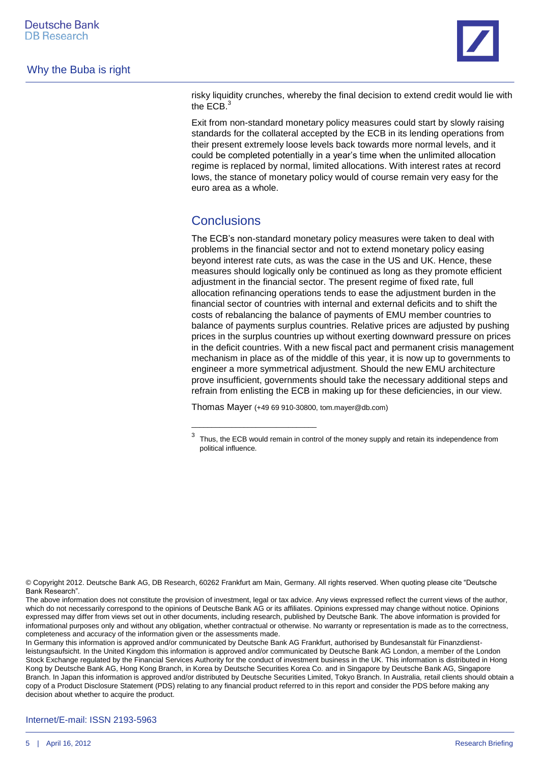risky liquidity crunches, whereby the final decision to extend credit would lie with the ECB.[3]

Exit from non-standard monetary policy measures could start by slowly raising standards for the collateral accepted by the ECB in its lending operations from their present extremely loose levels back towards more normal levels, and it could be completed potentially in a year's time when the unlimited allocation regime is replaced by normal, limited allocations. With interest rates at record lows, the stance of monetary policy would of course remain very easy for the euro area as a whole.

## Conclusions

The ECB's non-standard monetary policy measures were taken to deal with problems in the financial sector and not to extend monetary policy easing beyond interest rate cuts, as was the case in the US and UK. Hence, these measures should logically only be continued as long as they promote efficient adjustment in the financial sector. The present regime of fixed rate, full allocation refinancing operations tends to ease the adjustment burden in the financial sector of countries with internal and external deficits and to shift the costs of rebalancing the balance of payments of EMU member countries to balance of payments surplus countries. Relative prices are adjusted by pushing prices in the surplus countries up without exerting downward pressure on prices in the deficit countries. With a new fiscal pact and permanent crisis management mechanism in place as of the middle of this year, it is now up to governments to engineer a more symmetrical adjustment. Should the new EMU architecture prove insufficient, governments should take the necessary additional steps and refrain from enlisting the ECB in making up for these deficiencies, in our view.

Thomas Mayer (+49 69 910-30800, tom.mayer@db.com)

[3] Thus, the ECB would remain in control of the money supply and retain its independence from political influence.

© Copyright 2012. Deutsche Bank AG, DB Research, 60262 Frankfurt am Main, Germany. All rights reserved. When quoting please cite "Deutsche Bank Research".

The above information does not constitute the provision of investment, legal or tax advice. Any views expressed reflect the current views of the author, which do not necessarily correspond to the opinions of Deutsche Bank AG or its affiliates. Opinions expressed may change without notice. Opinions expressed may differ from views set out in other documents, including research, published by Deutsche Bank. The above information is provided for informational purposes only and without any obligation, whether contractual or otherwise. No warranty or representation is made as to the correctness, completeness and accuracy of the information given or the assessments made.

In Germany this information is approved and/or communicated by Deutsche Bank AG Frankfurt, authorised by Bundesanstalt für Finanzdienstleistungsaufsicht. In the United Kingdom this information is approved and/or communicated by Deutsche Bank AG London, a member of the London Stock Exchange regulated by the Financial Services Authority for the conduct of investment business in the UK. This information is distributed in Hong Kong by Deutsche Bank AG, Hong Kong Branch, in Korea by Deutsche Securities Korea Co. and in Singapore by Deutsche Bank AG, Singapore Branch. In Japan this information is approved and/or distributed by Deutsche Securities Limited, Tokyo Branch. In Australia, retail clients should obtain a copy of a Product Disclosure Statement (PDS) relating to any financial product referred to in this report and consider the PDS before making any decision about whether to acquire the product.

Internet/E-mail: ISSN 2193-5963